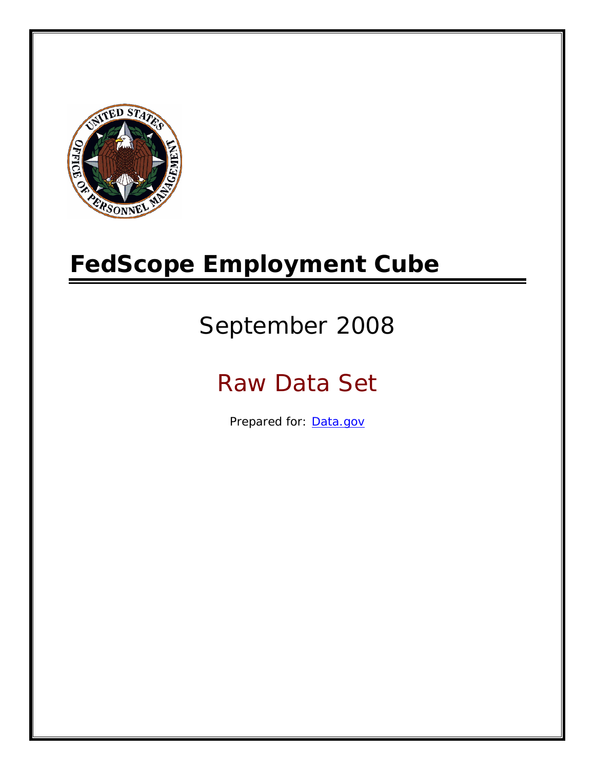# FedScope Employment Cube

September 2008

Raw Data Set

Prepared for: [Data.gov](Data.gov)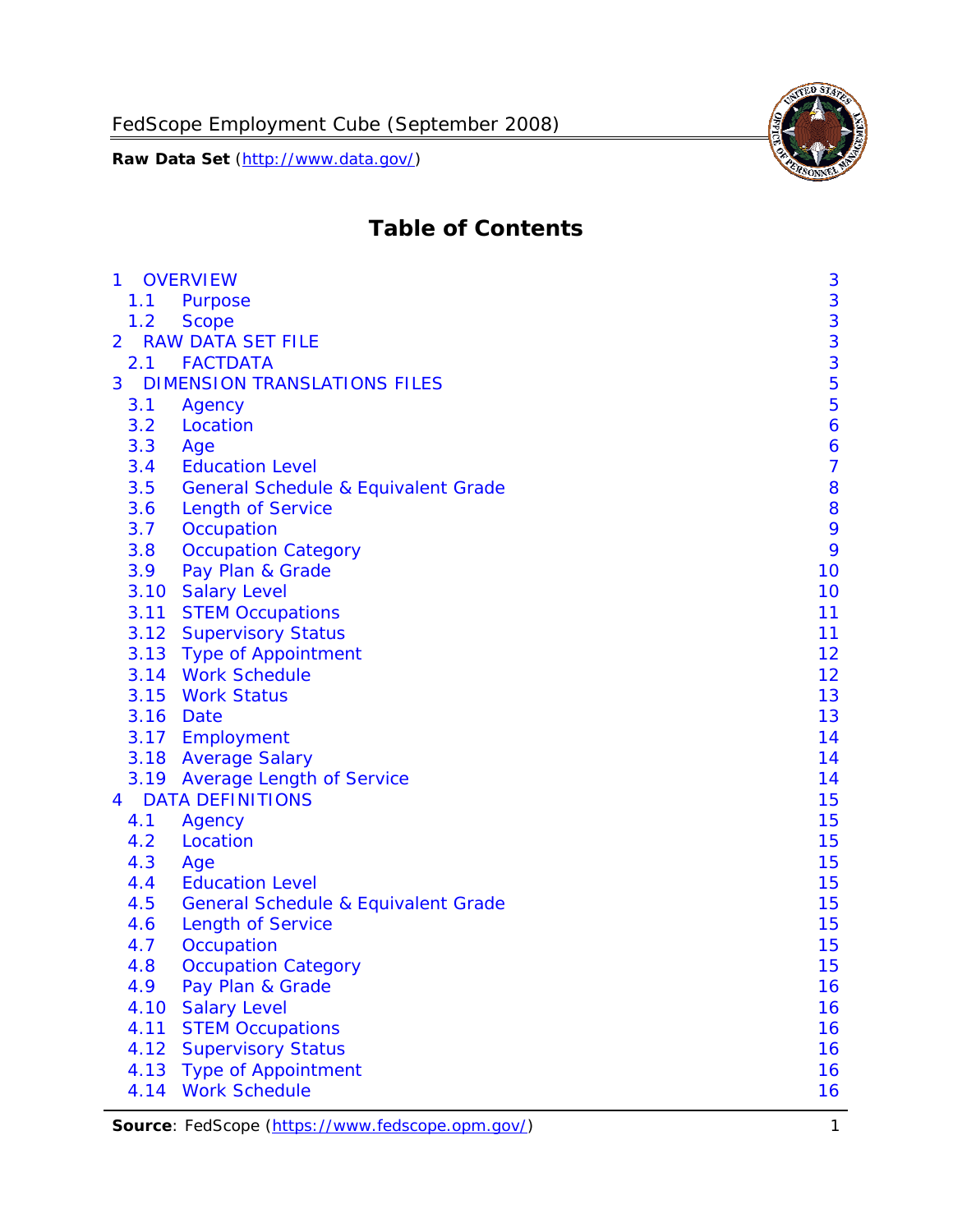# Table of Contents

| | | |
|---|---|---|
| 1 | OVERVIEW | 3 |
| 1.1 | Purpose | 3 |
| 1.2 | Scope | 3 |
| 2 | RAW DATA SET FILE | 3 |
| 2.1 | FACTDATA | 3 |
| 3 | DIMENSION TRANSLATIONS FILES | 5 |
| 3.1 | Agency | 5 |
| 3.2 | Location | 6 |
| 3.3 | Age | 6 |
| 3.4 | Education Level | 7 |
| 3.5 | General Schedule & Equivalent Grade | 8 |
| 3.6 | Length of Service | 8 |
| 3.7 | Occupation | 9 |
| 3.8 | Occupation Category | 9 |
| 3.9 | Pay Plan & Grade | 10 |
| 3.10 | Salary Level | 10 |
| 3.11 | STEM Occupations | 11 |
| 3.12 | Supervisory Status | 11 |
| 3.13 | Type of Appointment | 12 |
| 3.14 | Work Schedule | 12 |
| 3.15 | Work Status | 13 |
| 3.16 | Date | 13 |
| 3.17 | Employment | 14 |
| 3.18 | Average Salary | 14 |
| 3.19 | Average Length of Service | 14 |
| 4 | DATA DEFINITIONS | 15 |
| 4.1 | Agency | 15 |
| 4.2 | Location | 15 |
| 4.3 | Age | 15 |
| 4.4 | Education Level | 15 |
| 4.5 | General Schedule & Equivalent Grade | 15 |
| 4.6 | Length of Service | 15 |
| 4.7 | Occupation | 15 |
| 4.8 | Occupation Category | 15 |
| 4.9 | Pay Plan & Grade | 16 |
| 4.10 | Salary Level | 16 |
| 4.11 | STEM Occupations | 16 |
| 4.12 | Supervisory Status | 16 |
| 4.13 | Type of Appointment | 16 |
| 4.14 | Work Schedule | 16 |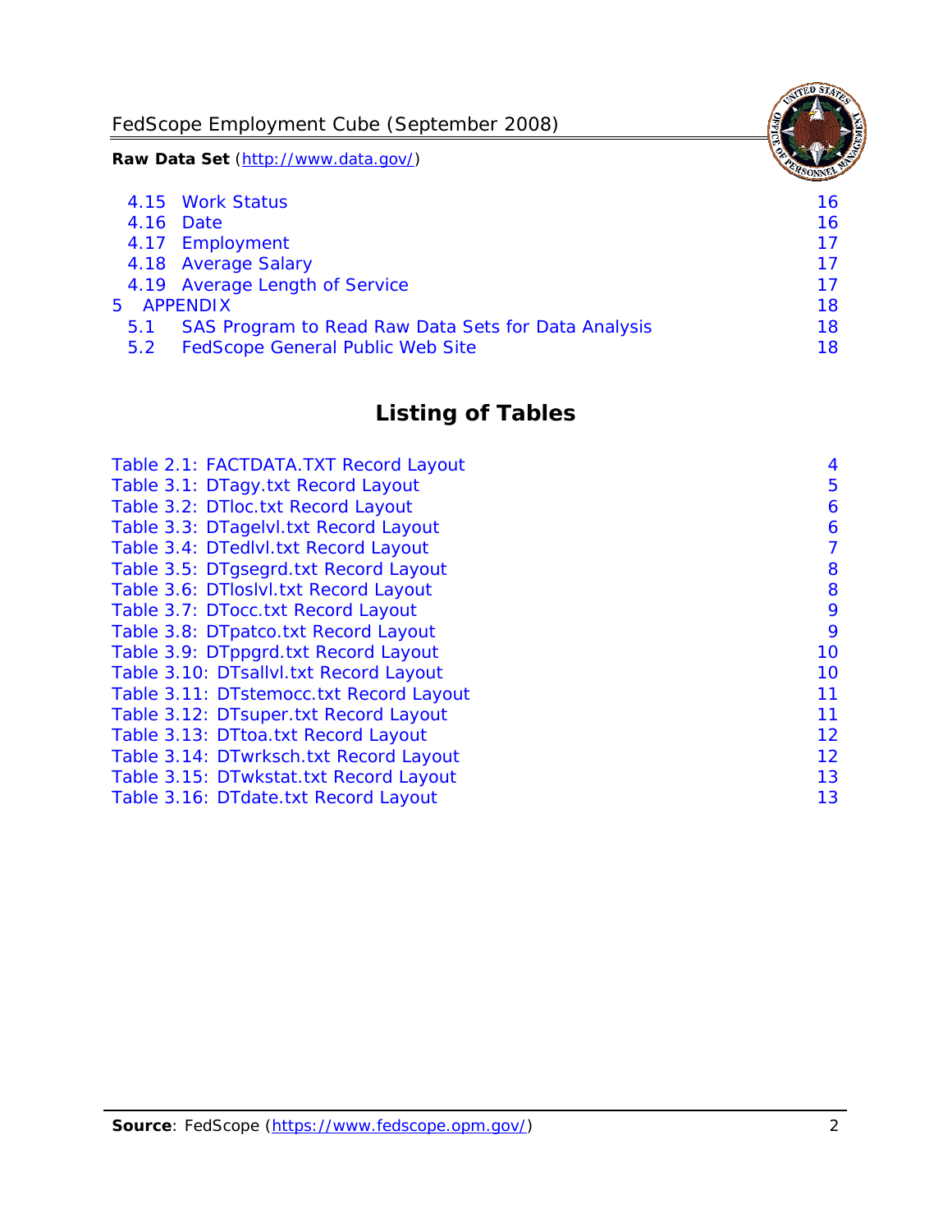4.15 Work Status 16
4.16 Date 16
4.17 Employment 17
4.18 Average Salary 17
4.19 Average Length of Service 17
5 APPENDIX 18
5.1 SAS Program to Read Raw Data Sets for Data Analysis 18
5.2 FedScope General Public Web Site 18

## Listing of Tables

Table 2.1: FACTDATA.TXT Record Layout 4
Table 3.1: DTagy.txt Record Layout 5
Table 3.2: DTloc.txt Record Layout 6
Table 3.3: DTagelvl.txt Record Layout 6
Table 3.4: DTedlvl.txt Record Layout 7
Table 3.5: DTgsegrd.txt Record Layout 8
Table 3.6: DTloslvl.txt Record Layout 8
Table 3.7: DTocc.txt Record Layout 9
Table 3.8: DTpatco.txt Record Layout 9
Table 3.9: DTppgrd.txt Record Layout 10
Table 3.10: DTsallvl.txt Record Layout 10
Table 3.11: DTstemocc.txt Record Layout 11
Table 3.12: DTsuper.txt Record Layout 11
Table 3.13: DTtoa.txt Record Layout 12
Table 3.14: DTwrksch.txt Record Layout 12
Table 3.15: DTwkstat.txt Record Layout 13
Table 3.16: DTdate.txt Record Layout 13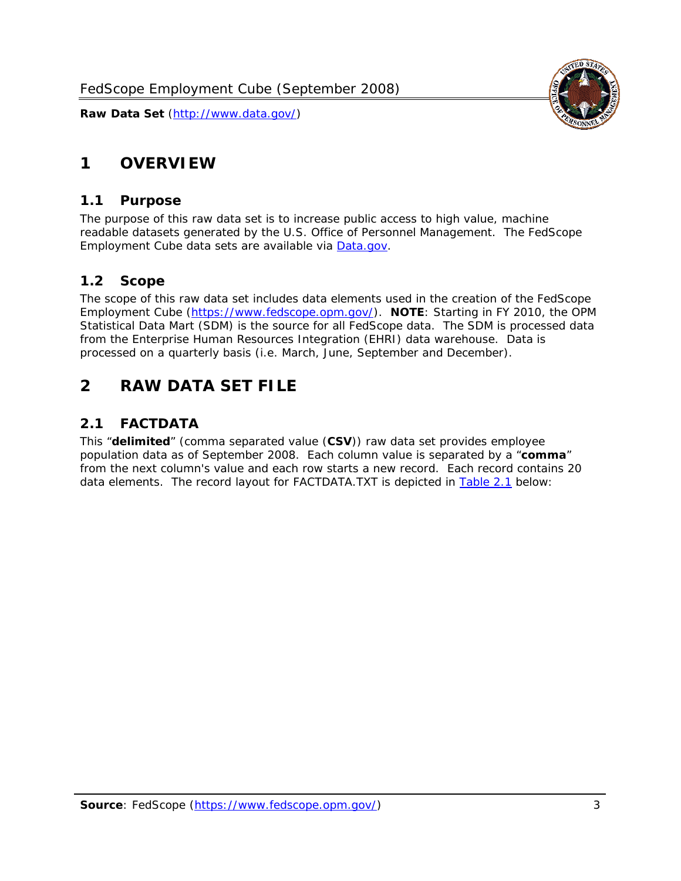# 1 OVERVIEW

## 1.1 Purpose

The purpose of this raw data set is to increase public access to high value, machine readable datasets generated by the U.S. Office of Personnel Management. The FedScope Employment Cube data sets are available via Data.gov.

## 1.2 Scope

The scope of this raw data set includes data elements used in the creation of the FedScope Employment Cube (https://www.fedscope.opm.gov/). **NOTE**: Starting in FY 2010, the OPM Statistical Data Mart (SDM) is the source for all FedScope data. The SDM is processed data from the Enterprise Human Resources Integration (EHRI) data warehouse. Data is processed on a quarterly basis (i.e. March, June, September and December).

# 2 RAW DATA SET FILE

## 2.1 FACTDATA

This "**delimited**" (comma separated value (**CSV**)) raw data set provides employee population data as of September 2008. Each column value is separated by a "**comma**" from the next column's value and each row starts a new record. Each record contains 20 data elements. The record layout for FACTDATA.TXT is depicted in Table 2.1 below: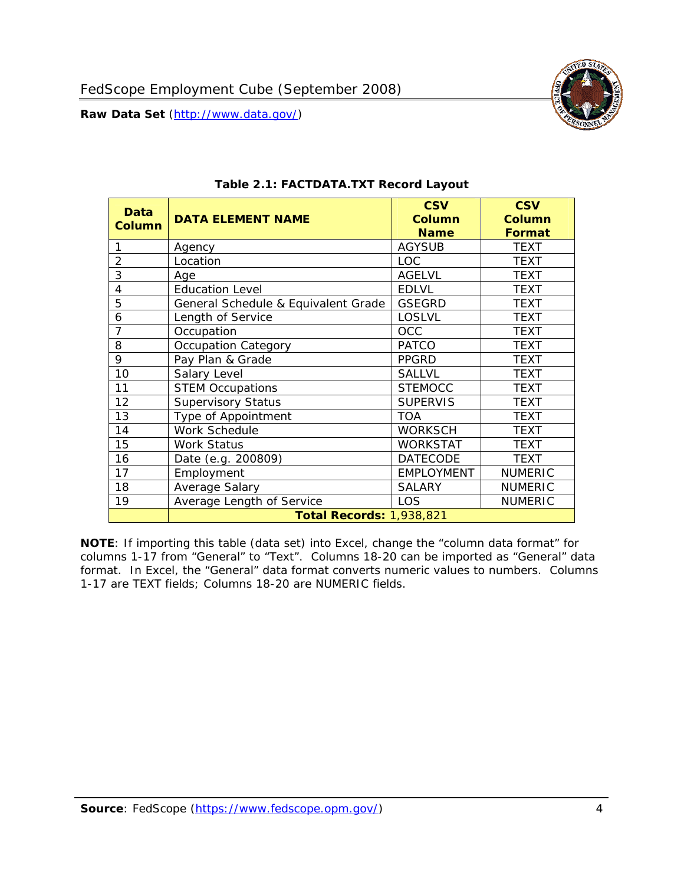### Table 2.1: FACTDATA.TXT Record Layout

| Data Column | DATA ELEMENT NAME | CSV Column Name | CSV Column Format |
|---|---|---|---|
| 1 | Agency | AGYSUB | TEXT |
| 2 | Location | LOC | TEXT |
| 3 | Age | AGELVL | TEXT |
| 4 | Education Level | EDLVL | TEXT |
| 5 | General Schedule & Equivalent Grade | GSEGRD | TEXT |
| 6 | Length of Service | LOSLVL | TEXT |
| 7 | Occupation | OCC | TEXT |
| 8 | Occupation Category | PATCO | TEXT |
| 9 | Pay Plan & Grade | PPGRD | TEXT |
| 10 | Salary Level | SALLVL | TEXT |
| 11 | STEM Occupations | STEMOCC | TEXT |
| 12 | Supervisory Status | SUPERVIS | TEXT |
| 13 | Type of Appointment | TOA | TEXT |
| 14 | Work Schedule | WORKSCH | TEXT |
| 15 | Work Status | WORKSTAT | TEXT |
| 16 | Date (e.g. 200809) | DATECODE | TEXT |
| 17 | Employment | EMPLOYMENT | NUMERIC |
| 18 | Average Salary | SALARY | NUMERIC |
| 19 | Average Length of Service | LOS | NUMERIC |
| | **Total Records:** 1,938,821 | | |

**NOTE**: If importing this table (data set) into Excel, change the "column data format" for columns 1-17 from "General" to "Text". Columns 18-20 can be imported as "General" data format. In Excel, the "General" data format converts numeric values to numbers. Columns 1-17 are TEXT fields; Columns 18-20 are NUMERIC fields.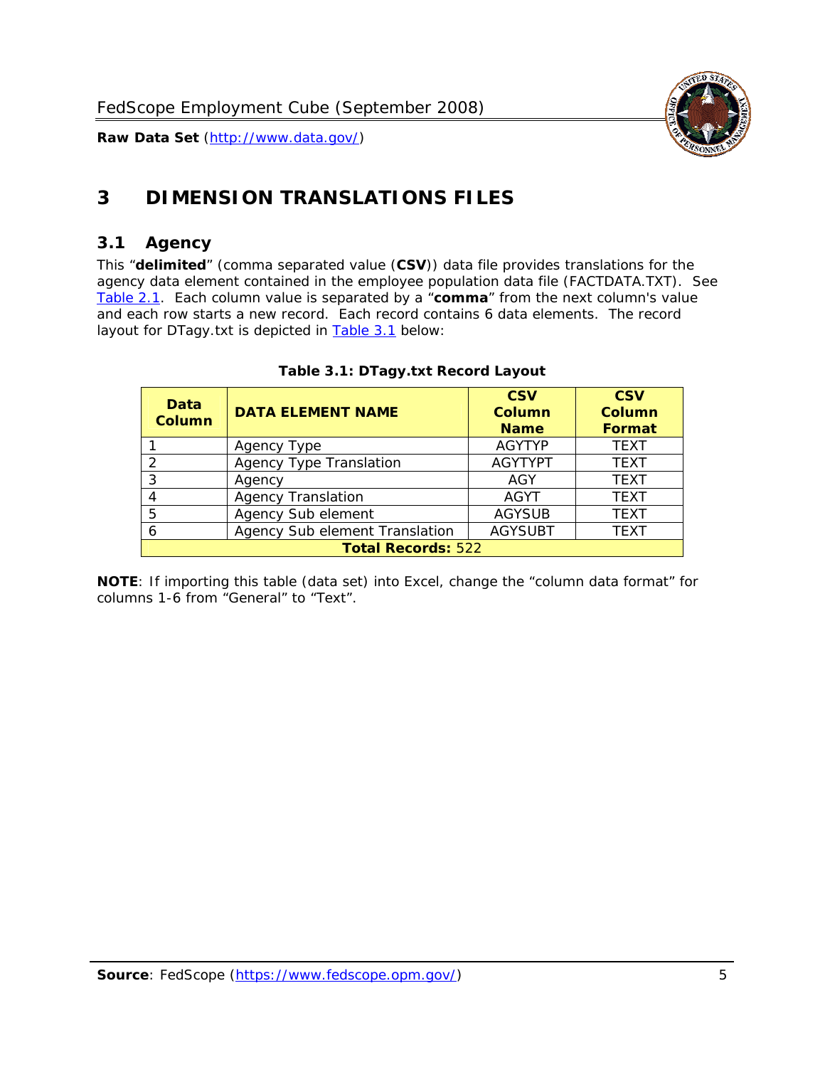# 3 DIMENSION TRANSLATIONS FILES

## 3.1 Agency

This "**delimited**" (comma separated value (**CSV**)) data file provides translations for the agency data element contained in the employee population data file (FACTDATA.TXT). See Table 2.1. Each column value is separated by a "**comma**" from the next column's value and each row starts a new record. Each record contains 6 data elements. The record layout for DTagy.txt is depicted in Table 3.1 below:

**Table 3.1: DTagy.txt Record Layout**

| Data Column | DATA ELEMENT NAME | CSV Column Name | CSV Column Format |
|---|---|---|---|
| 1 | Agency Type | AGYTYP | TEXT |
| 2 | Agency Type Translation | AGYTYPT | TEXT |
| 3 | Agency | AGY | TEXT |
| 4 | Agency Translation | AGYT | TEXT |
| 5 | Agency Sub element | AGYSUB | TEXT |
| 6 | Agency Sub element Translation | AGYSUBT | TEXT |
| **Total Records:** 522 | | | |

**NOTE**: If importing this table (data set) into Excel, change the "column data format" for columns 1-6 from "General" to "Text".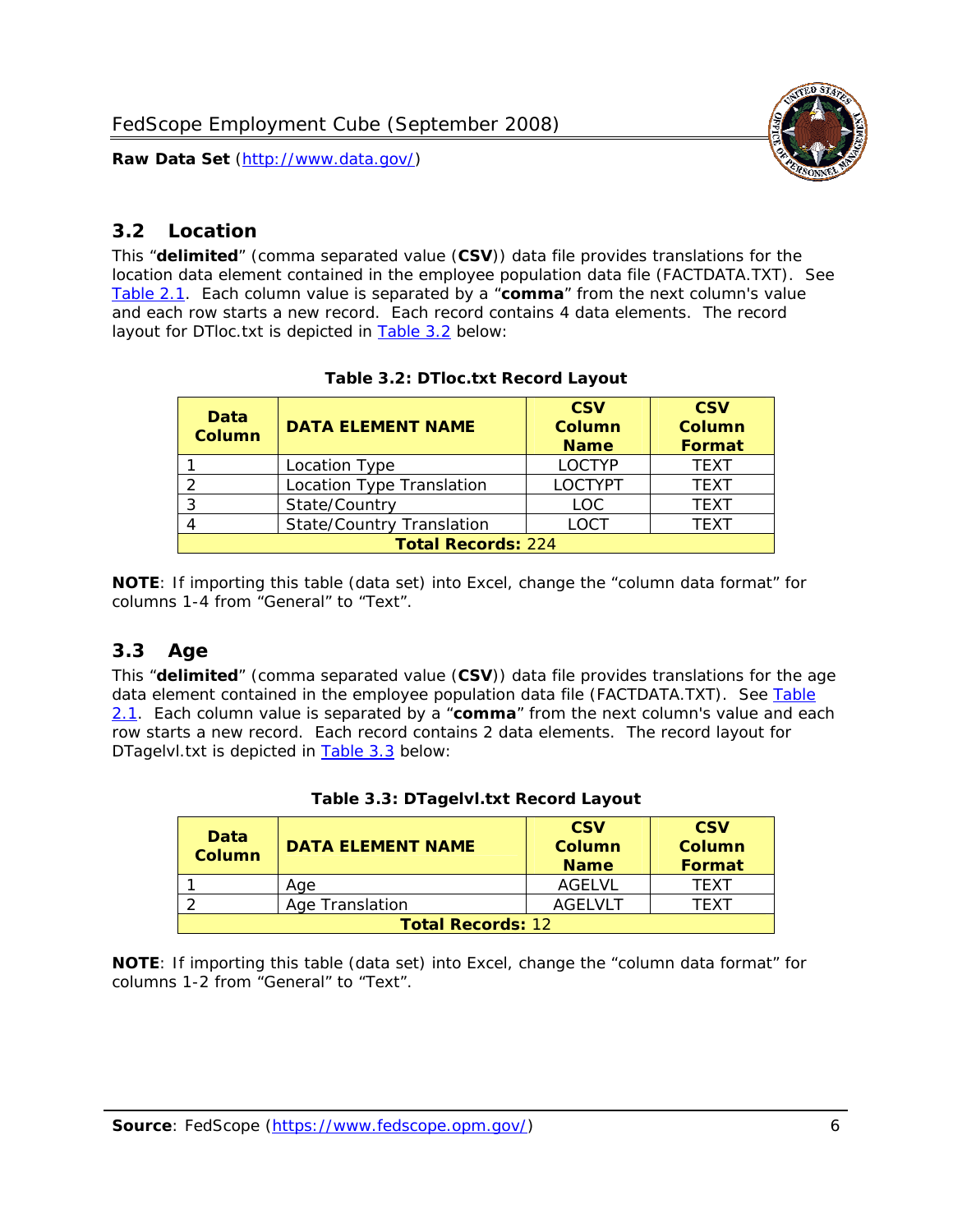## 3.2 Location

This "**delimited**" (comma separated value (**CSV**)) data file provides translations for the location data element contained in the employee population data file (FACTDATA.TXT). See Table 2.1. Each column value is separated by a "**comma**" from the next column's value and each row starts a new record. Each record contains 4 data elements. The record layout for DTloc.txt is depicted in Table 3.2 below:

**Table 3.2: DTloc.txt Record Layout**

| Data Column | DATA ELEMENT NAME | CSV Column Name | CSV Column Format |
|---|---|---|---|
| 1 | Location Type | LOCTYP | TEXT |
| 2 | Location Type Translation | LOCTYPT | TEXT |
| 3 | State/Country | LOC | TEXT |
| 4 | State/Country Translation | LOCT | TEXT |
| **Total Records:** 224 | | | |

**NOTE**: If importing this table (data set) into Excel, change the "column data format" for columns 1-4 from "General" to "Text".

## 3.3 Age

This "**delimited**" (comma separated value (**CSV**)) data file provides translations for the age data element contained in the employee population data file (FACTDATA.TXT). See Table 2.1. Each column value is separated by a "**comma**" from the next column's value and each row starts a new record. Each record contains 2 data elements. The record layout for DTagelvl.txt is depicted in Table 3.3 below:

**Table 3.3: DTagelvl.txt Record Layout**

| Data Column | DATA ELEMENT NAME | CSV Column Name | CSV Column Format |
|---|---|---|---|
| 1 | Age | AGELVL | TEXT |
| 2 | Age Translation | AGELVLT | TEXT |
| **Total Records:** 12 | | | |

**NOTE**: If importing this table (data set) into Excel, change the "column data format" for columns 1-2 from "General" to "Text".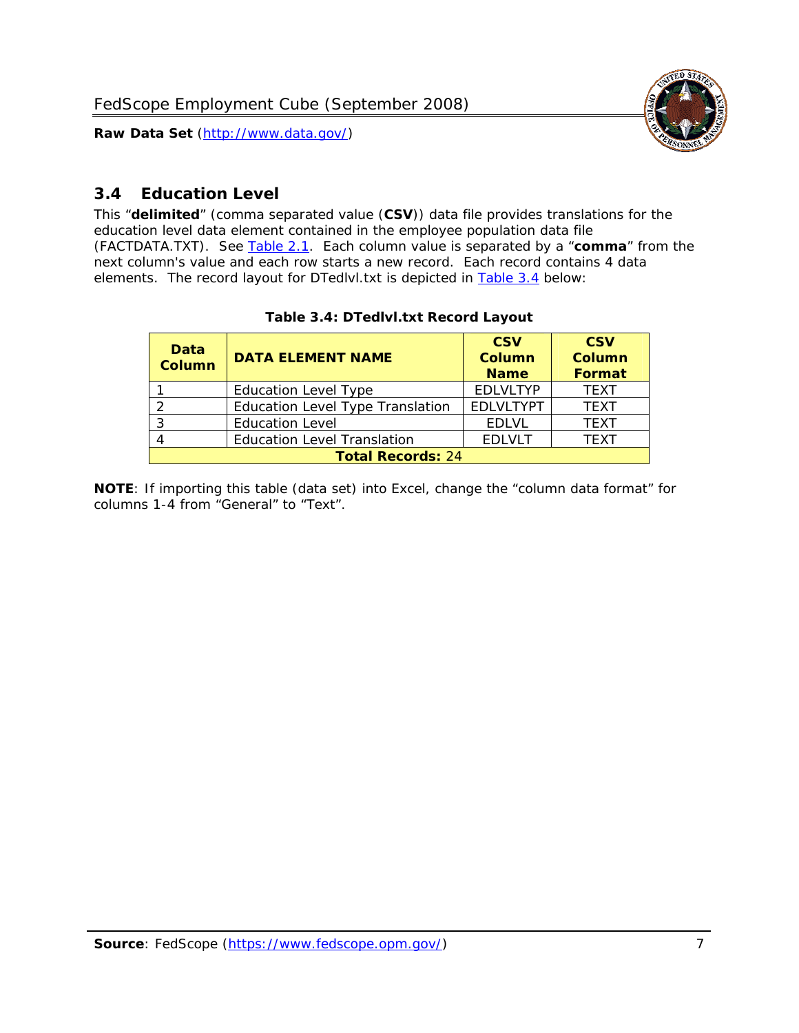## 3.4 Education Level

This "**delimited**" (comma separated value (**CSV**)) data file provides translations for the education level data element contained in the employee population data file (FACTDATA.TXT). See Table 2.1. Each column value is separated by a "**comma**" from the next column's value and each row starts a new record. Each record contains 4 data elements. The record layout for DTedlvl.txt is depicted in Table 3.4 below:

**Table 3.4: DTedlvl.txt Record Layout**

| Data Column | DATA ELEMENT NAME | CSV Column Name | CSV Column Format |
|---|---|---|---|
| 1 | Education Level Type | EDLVLTYP | TEXT |
| 2 | Education Level Type Translation | EDLVLTYPT | TEXT |
| 3 | Education Level | EDLVL | TEXT |
| 4 | Education Level Translation | EDLVLT | TEXT |
| **Total Records:** 24 | | | |

**NOTE**: If importing this table (data set) into Excel, change the "column data format" for columns 1-4 from "General" to "Text".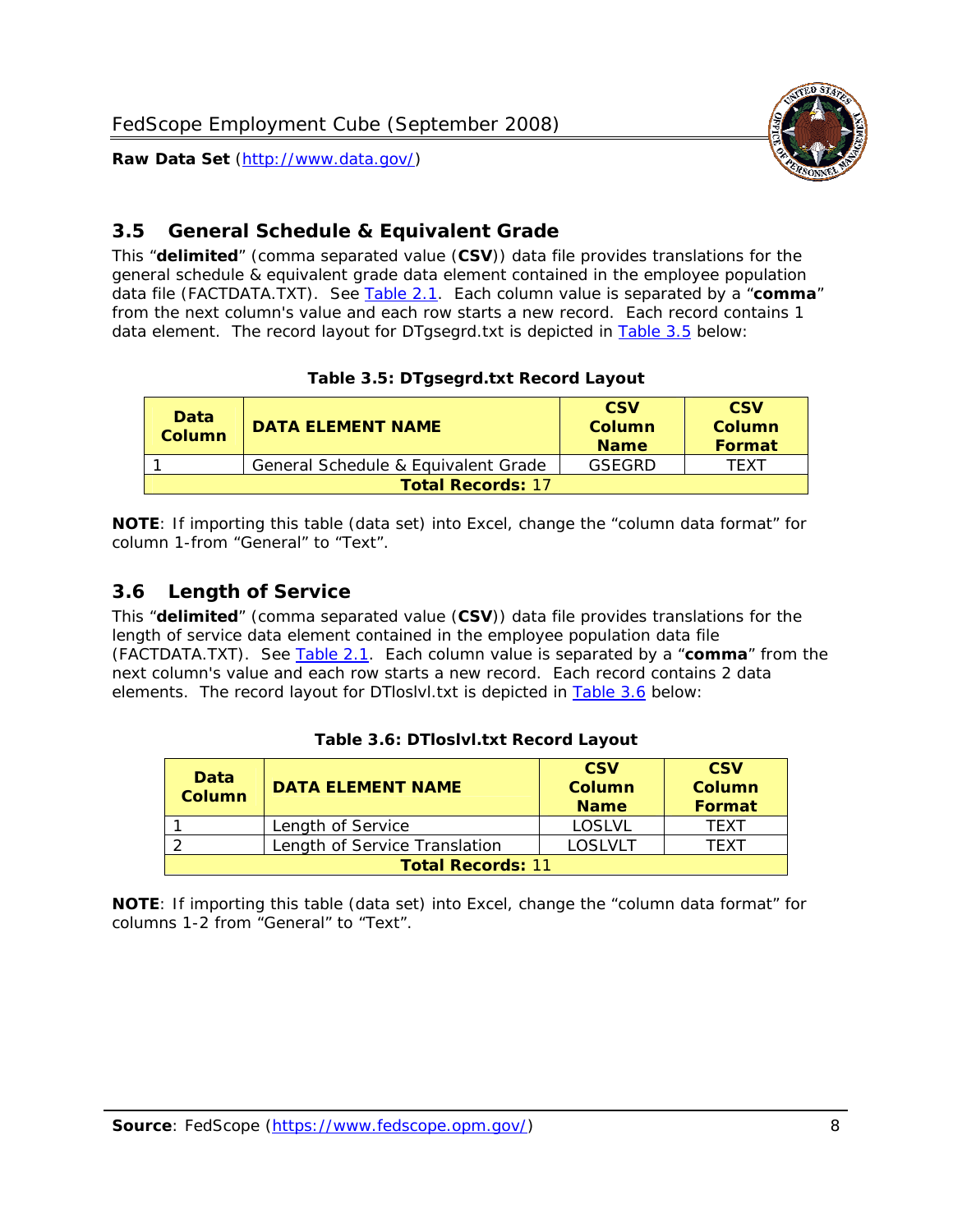## 3.5 General Schedule & Equivalent Grade

This "**delimited**" (comma separated value (**CSV**)) data file provides translations for the general schedule & equivalent grade data element contained in the employee population data file (FACTDATA.TXT). See Table 2.1. Each column value is separated by a "**comma**" from the next column's value and each row starts a new record. Each record contains 1 data element. The record layout for DTgsegrd.txt is depicted in Table 3.5 below:

**Table 3.5: DTgsegrd.txt Record Layout**

| Data Column | DATA ELEMENT NAME | CSV Column Name | CSV Column Format |
|---|---|---|---|
| 1 | General Schedule & Equivalent Grade | GSEGRD | TEXT |
| **Total Records:** 17 | | | |

**NOTE**: If importing this table (data set) into Excel, change the "column data format" for column 1-from "General" to "Text".

## 3.6 Length of Service

This "**delimited**" (comma separated value (**CSV**)) data file provides translations for the length of service data element contained in the employee population data file (FACTDATA.TXT). See Table 2.1. Each column value is separated by a "**comma**" from the next column's value and each row starts a new record. Each record contains 2 data elements. The record layout for DTloslvl.txt is depicted in Table 3.6 below:

**Table 3.6: DTloslvl.txt Record Layout**

| Data Column | DATA ELEMENT NAME | CSV Column Name | CSV Column Format |
|---|---|---|---|
| 1 | Length of Service | LOSLVL | TEXT |
| 2 | Length of Service Translation | LOSLVLT | TEXT |
| **Total Records:** 11 | | | |

**NOTE**: If importing this table (data set) into Excel, change the "column data format" for columns 1-2 from "General" to "Text".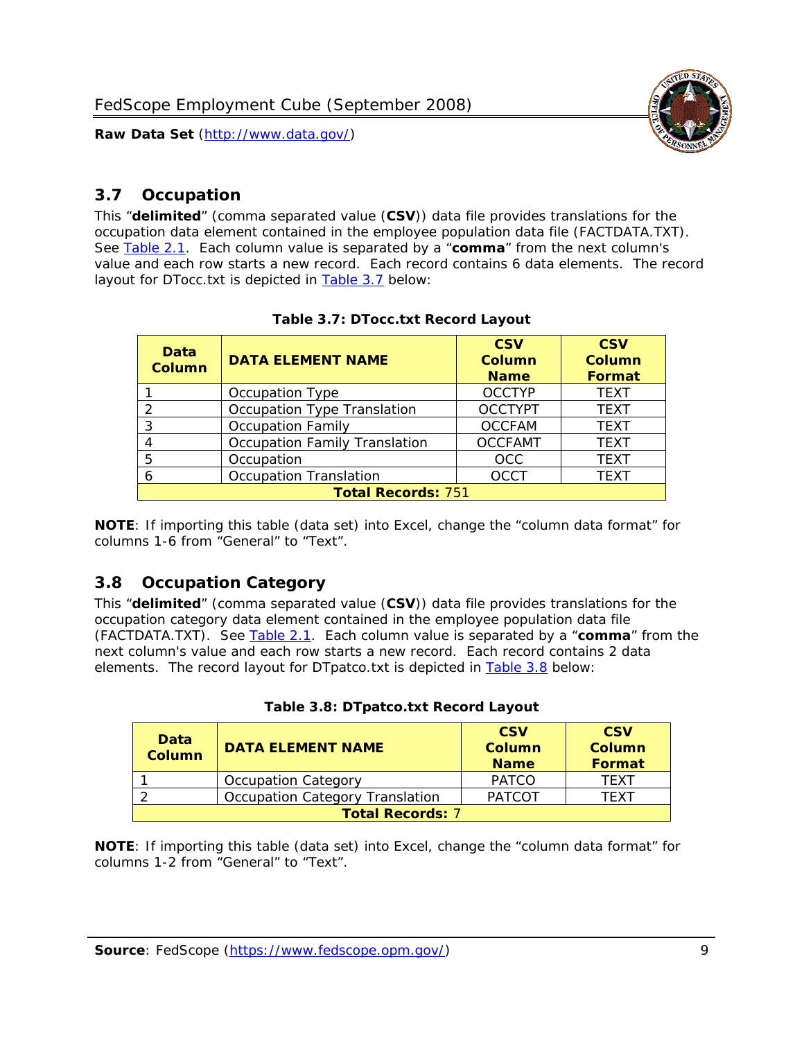## 3.7 Occupation

This "**delimited**" (comma separated value (**CSV**)) data file provides translations for the occupation data element contained in the employee population data file (FACTDATA.TXT). See Table 2.1. Each column value is separated by a "**comma**" from the next column's value and each row starts a new record. Each record contains 6 data elements. The record layout for DTocc.txt is depicted in Table 3.7 below:

**Table 3.7: DTocc.txt Record Layout**

| Data Column | DATA ELEMENT NAME | CSV Column Name | CSV Column Format |
|---|---|---|---|
| 1 | Occupation Type | OCCTYP | TEXT |
| 2 | Occupation Type Translation | OCCTYPT | TEXT |
| 3 | Occupation Family | OCCFAM | TEXT |
| 4 | Occupation Family Translation | OCCFAMT | TEXT |
| 5 | Occupation | OCC | TEXT |
| 6 | Occupation Translation | OCCT | TEXT |
| **Total Records:** 751 | | | |

**NOTE**: If importing this table (data set) into Excel, change the "column data format" for columns 1-6 from "General" to "Text".

## 3.8 Occupation Category

This "**delimited**" (comma separated value (**CSV**)) data file provides translations for the occupation category data element contained in the employee population data file (FACTDATA.TXT). See Table 2.1. Each column value is separated by a "**comma**" from the next column's value and each row starts a new record. Each record contains 2 data elements. The record layout for DTpatco.txt is depicted in Table 3.8 below:

**Table 3.8: DTpatco.txt Record Layout**

| Data Column | DATA ELEMENT NAME | CSV Column Name | CSV Column Format |
|---|---|---|---|
| 1 | Occupation Category | PATCO | TEXT |
| 2 | Occupation Category Translation | PATCOT | TEXT |
| **Total Records:** 7 | | | |

**NOTE**: If importing this table (data set) into Excel, change the "column data format" for columns 1-2 from "General" to "Text".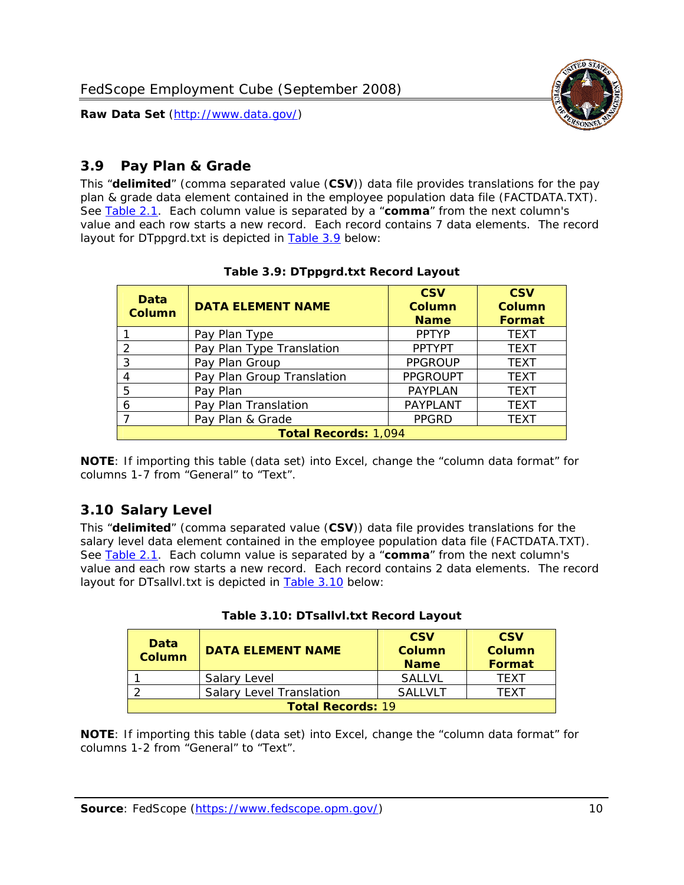## 3.9 Pay Plan & Grade

This “**delimited**” (comma separated value (**CSV**)) data file provides translations for the pay plan & grade data element contained in the employee population data file (FACTDATA.TXT). See Table 2.1. Each column value is separated by a “**comma**” from the next column's value and each row starts a new record. Each record contains 7 data elements. The record layout for DTppgrd.txt is depicted in Table 3.9 below:

**Table 3.9: DTppgrd.txt Record Layout**

| Data Column | DATA ELEMENT NAME | CSV Column Name | CSV Column Format |
|---|---|---|---|
| 1 | Pay Plan Type | PPTYP | TEXT |
| 2 | Pay Plan Type Translation | PPTYPT | TEXT |
| 3 | Pay Plan Group | PPGROUP | TEXT |
| 4 | Pay Plan Group Translation | PPGROUPT | TEXT |
| 5 | Pay Plan | PAYPLAN | TEXT |
| 6 | Pay Plan Translation | PAYPLANT | TEXT |
| 7 | Pay Plan & Grade | PPGRD | TEXT |
| **Total Records:** 1,094 | | | |

**NOTE**: If importing this table (data set) into Excel, change the “column data format” for columns 1-7 from “General” to “Text”.

## 3.10 Salary Level

This “**delimited**” (comma separated value (**CSV**)) data file provides translations for the salary level data element contained in the employee population data file (FACTDATA.TXT). See Table 2.1. Each column value is separated by a “**comma**” from the next column's value and each row starts a new record. Each record contains 2 data elements. The record layout for DTsallvl.txt is depicted in Table 3.10 below:

**Table 3.10: DTsallvl.txt Record Layout**

| Data Column | DATA ELEMENT NAME | CSV Column Name | CSV Column Format |
|---|---|---|---|
| 1 | Salary Level | SALLVL | TEXT |
| 2 | Salary Level Translation | SALLVLT | TEXT |
| **Total Records:** 19 | | | |

**NOTE**: If importing this table (data set) into Excel, change the “column data format” for columns 1-2 from “General” to “Text”.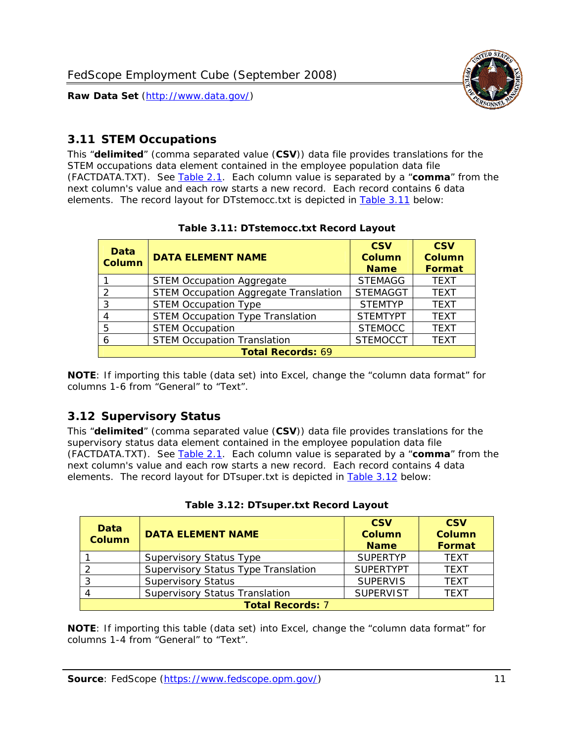## 3.11 STEM Occupations

This "**delimited**" (comma separated value (**CSV**)) data file provides translations for the STEM occupations data element contained in the employee population data file (FACTDATA.TXT). See Table 2.1. Each column value is separated by a "**comma**" from the next column's value and each row starts a new record. Each record contains 6 data elements. The record layout for DTstemocc.txt is depicted in Table 3.11 below:

**Table 3.11: DTstemocc.txt Record Layout**

| Data Column | DATA ELEMENT NAME | CSV Column Name | CSV Column Format |
|---|---|---|---|
| 1 | STEM Occupation Aggregate | STEMAGG | TEXT |
| 2 | STEM Occupation Aggregate Translation | STEMAGGT | TEXT |
| 3 | STEM Occupation Type | STEMTYP | TEXT |
| 4 | STEM Occupation Type Translation | STEMTYPT | TEXT |
| 5 | STEM Occupation | STEMOCC | TEXT |
| 6 | STEM Occupation Translation | STEMOCCT | TEXT |
| **Total Records: 69** | | | |

**NOTE**: If importing this table (data set) into Excel, change the "column data format" for columns 1-6 from "General" to "Text".

## 3.12 Supervisory Status

This "**delimited**" (comma separated value (**CSV**)) data file provides translations for the supervisory status data element contained in the employee population data file (FACTDATA.TXT). See Table 2.1. Each column value is separated by a "**comma**" from the next column's value and each row starts a new record. Each record contains 4 data elements. The record layout for DTsuper.txt is depicted in Table 3.12 below:

**Table 3.12: DTsuper.txt Record Layout**

| Data Column | DATA ELEMENT NAME | CSV Column Name | CSV Column Format |
|---|---|---|---|
| 1 | Supervisory Status Type | SUPERTYP | TEXT |
| 2 | Supervisory Status Type Translation | SUPERTYPT | TEXT |
| 3 | Supervisory Status | SUPERVIS | TEXT |
| 4 | Supervisory Status Translation | SUPERVIST | TEXT |
| **Total Records: 7** | | | |

**NOTE**: If importing this table (data set) into Excel, change the "column data format" for columns 1-4 from "General" to "Text".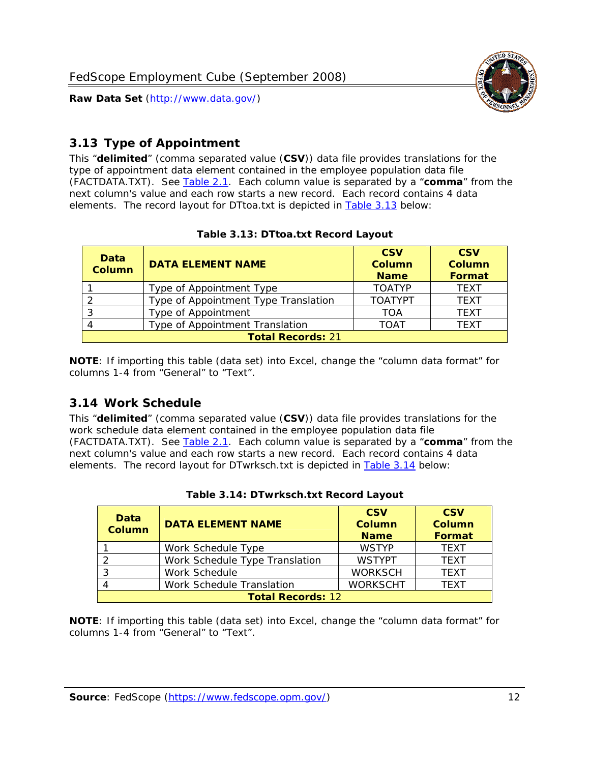## 3.13 Type of Appointment

This "**delimited**" (comma separated value (**CSV**)) data file provides translations for the type of appointment data element contained in the employee population data file (FACTDATA.TXT). See Table 2.1. Each column value is separated by a "**comma**" from the next column's value and each row starts a new record. Each record contains 4 data elements. The record layout for DTtoa.txt is depicted in Table 3.13 below:

**Table 3.13: DTtoa.txt Record Layout**

| Data Column | DATA ELEMENT NAME | CSV Column Name | CSV Column Format |
|---|---|---|---|
| 1 | Type of Appointment Type | TOATYP | TEXT |
| 2 | Type of Appointment Type Translation | TOATYPT | TEXT |
| 3 | Type of Appointment | TOA | TEXT |
| 4 | Type of Appointment Translation | TOAT | TEXT |
| **Total Records:** 21 | | | |

**NOTE**: If importing this table (data set) into Excel, change the "column data format" for columns 1-4 from "General" to "Text".

## 3.14 Work Schedule

This "**delimited**" (comma separated value (**CSV**)) data file provides translations for the work schedule data element contained in the employee population data file (FACTDATA.TXT). See Table 2.1. Each column value is separated by a "**comma**" from the next column's value and each row starts a new record. Each record contains 4 data elements. The record layout for DTwrksch.txt is depicted in Table 3.14 below:

**Table 3.14: DTwrksch.txt Record Layout**

| Data Column | DATA ELEMENT NAME | CSV Column Name | CSV Column Format |
|---|---|---|---|
| 1 | Work Schedule Type | WSTYP | TEXT |
| 2 | Work Schedule Type Translation | WSTYPT | TEXT |
| 3 | Work Schedule | WORKSCH | TEXT |
| 4 | Work Schedule Translation | WORKSCHT | TEXT |
| **Total Records:** 12 | | | |

**NOTE**: If importing this table (data set) into Excel, change the "column data format" for columns 1-4 from "General" to "Text".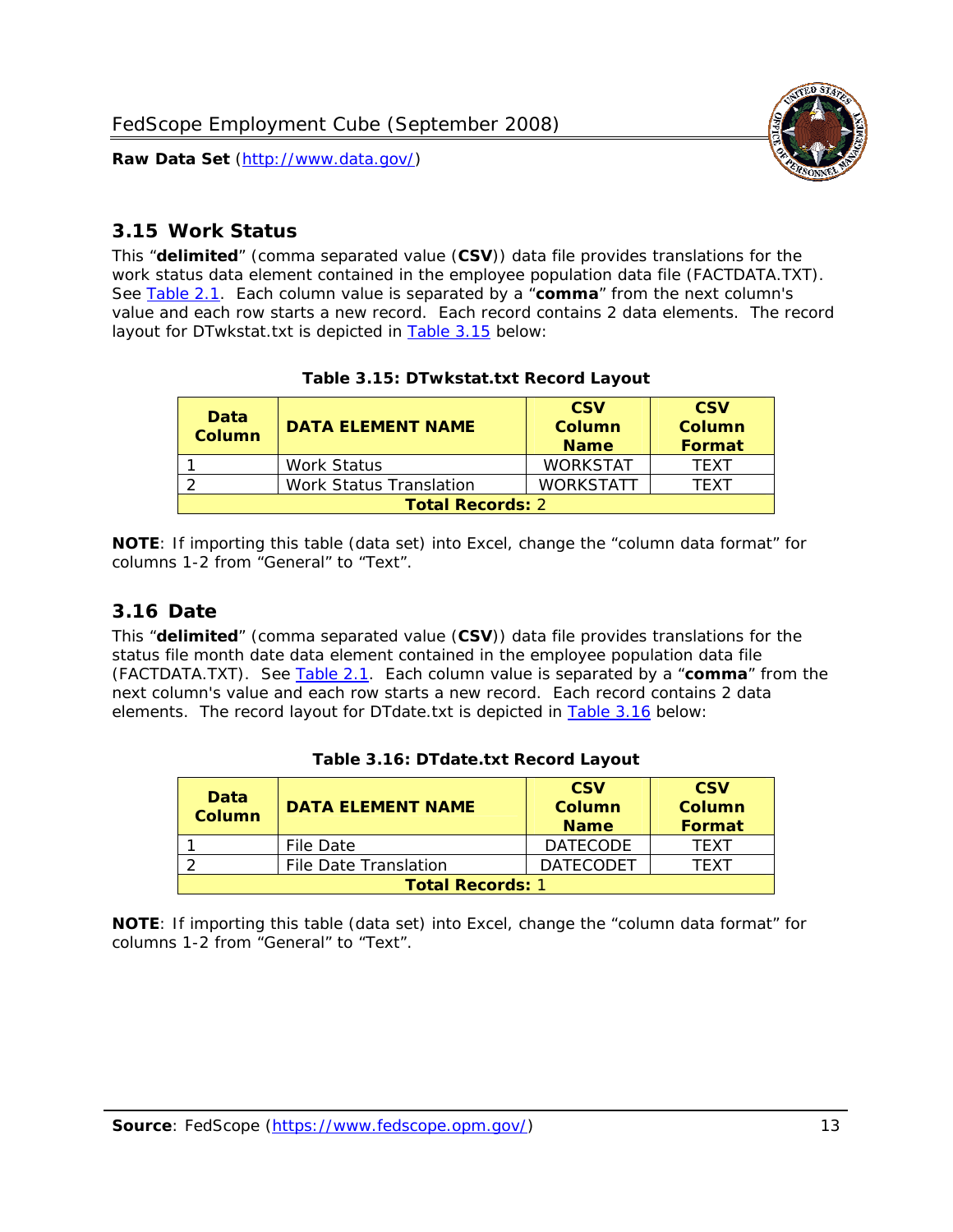## 3.15 Work Status

This "**delimited**" (comma separated value (**CSV**)) data file provides translations for the work status data element contained in the employee population data file (FACTDATA.TXT). See Table 2.1. Each column value is separated by a "**comma**" from the next column's value and each row starts a new record. Each record contains 2 data elements. The record layout for DTwkstat.txt is depicted in Table 3.15 below:

**Table 3.15: DTwkstat.txt Record Layout**

| Data Column | DATA ELEMENT NAME | CSV Column Name | CSV Column Format |
|---|---|---|---|
| 1 | Work Status | WORKSTAT | TEXT |
| 2 | Work Status Translation | WORKSTATT | TEXT |
| **Total Records:** 2 | | | |

**NOTE**: If importing this table (data set) into Excel, change the "column data format" for columns 1-2 from "General" to "Text".

## 3.16 Date

This "**delimited**" (comma separated value (**CSV**)) data file provides translations for the status file month date data element contained in the employee population data file (FACTDATA.TXT). See Table 2.1. Each column value is separated by a "**comma**" from the next column's value and each row starts a new record. Each record contains 2 data elements. The record layout for DTdate.txt is depicted in Table 3.16 below:

**Table 3.16: DTdate.txt Record Layout**

| Data Column | DATA ELEMENT NAME | CSV Column Name | CSV Column Format |
|---|---|---|---|
| 1 | File Date | DATECODE | TEXT |
| 2 | File Date Translation | DATECODET | TEXT |
| **Total Records:** 1 | | | |

**NOTE**: If importing this table (data set) into Excel, change the "column data format" for columns 1-2 from "General" to "Text".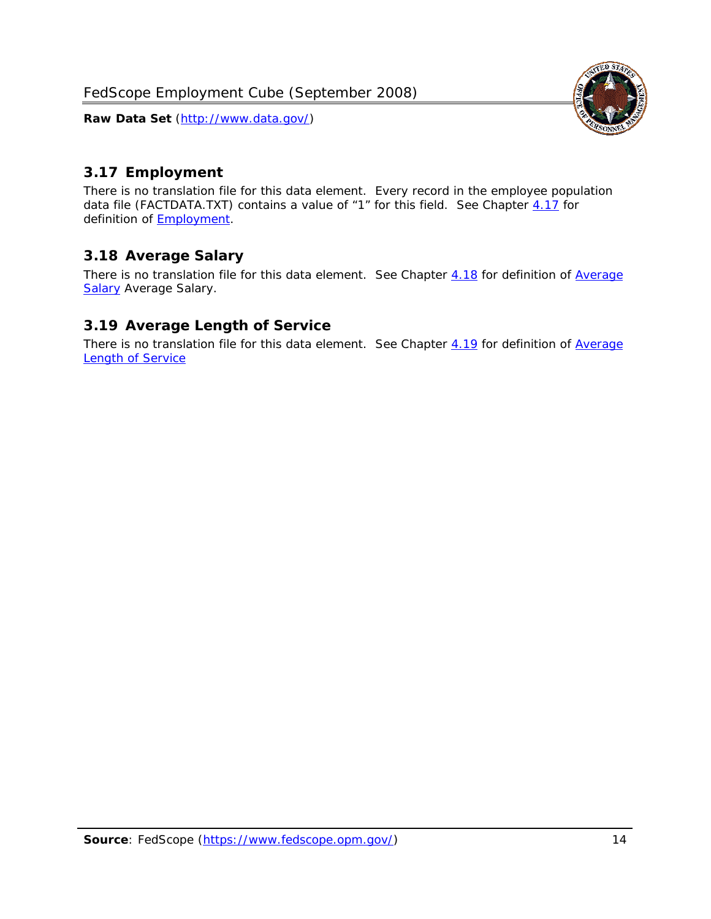## 3.17 Employment

There is no translation file for this data element. Every record in the employee population data file (FACTDATA.TXT) contains a value of "1" for this field. See Chapter 4.17 for definition of Employment.

## 3.18 Average Salary

There is no translation file for this data element. See Chapter 4.18 for definition of Average Salary Average Salary.

## 3.19 Average Length of Service

There is no translation file for this data element. See Chapter 4.19 for definition of Average Length of Service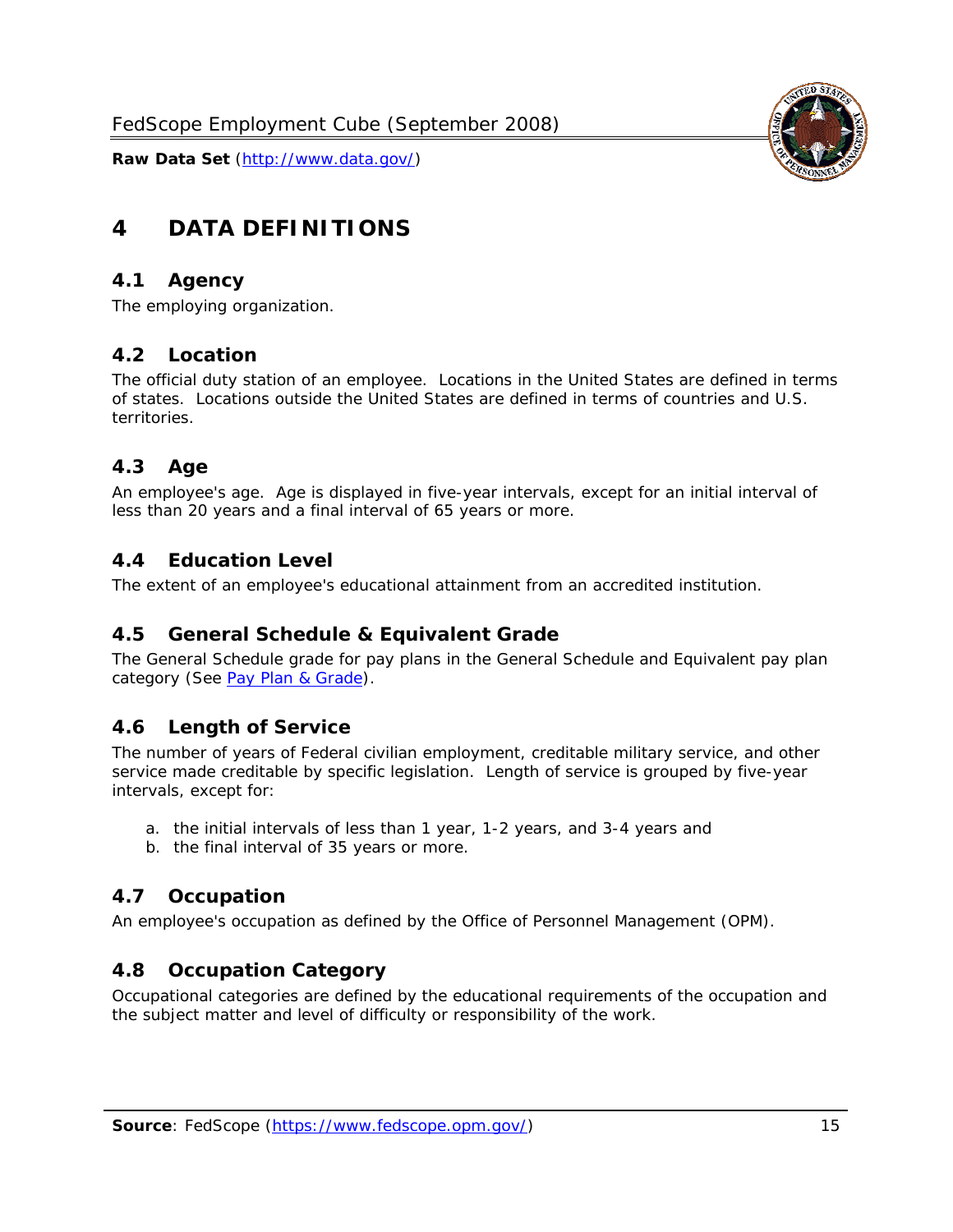# 4 DATA DEFINITIONS

## 4.1 Agency

The employing organization.

## 4.2 Location

The official duty station of an employee. Locations in the United States are defined in terms of states. Locations outside the United States are defined in terms of countries and U.S. territories.

## 4.3 Age

An employee's age. Age is displayed in five-year intervals, except for an initial interval of less than 20 years and a final interval of 65 years or more.

## 4.4 Education Level

The extent of an employee's educational attainment from an accredited institution.

## 4.5 General Schedule & Equivalent Grade

The General Schedule grade for pay plans in the General Schedule and Equivalent pay plan category (See Pay Plan & Grade).

## 4.6 Length of Service

The number of years of Federal civilian employment, creditable military service, and other service made creditable by specific legislation. Length of service is grouped by five-year intervals, except for:

a. the initial intervals of less than 1 year, 1-2 years, and 3-4 years and
b. the final interval of 35 years or more.

## 4.7 Occupation

An employee's occupation as defined by the Office of Personnel Management (OPM).

## 4.8 Occupation Category

Occupational categories are defined by the educational requirements of the occupation and the subject matter and level of difficulty or responsibility of the work.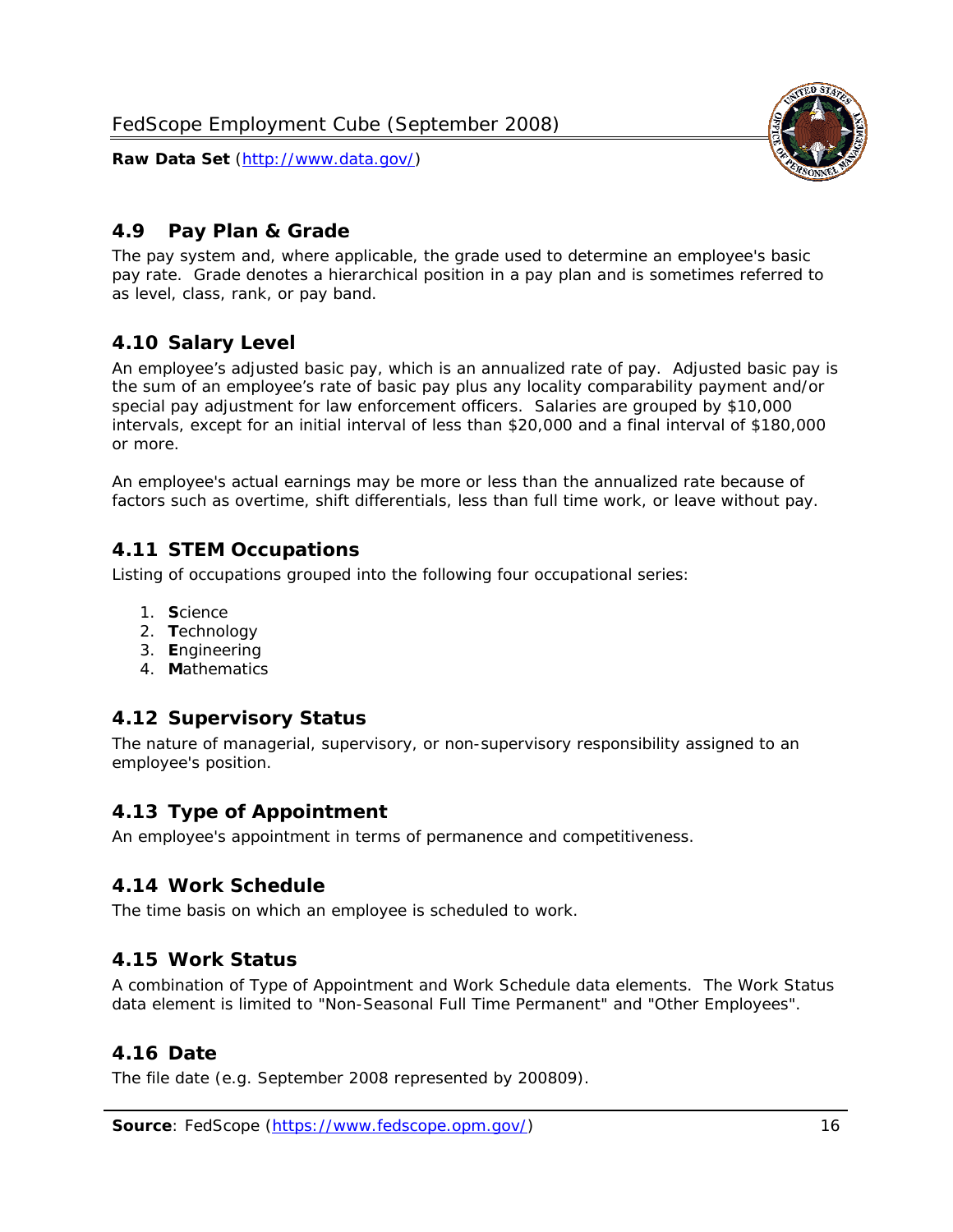## 4.9 Pay Plan & Grade

The pay system and, where applicable, the grade used to determine an employee's basic pay rate. Grade denotes a hierarchical position in a pay plan and is sometimes referred to as level, class, rank, or pay band.

## 4.10 Salary Level

An employee's adjusted basic pay, which is an annualized rate of pay. Adjusted basic pay is the sum of an employee's rate of basic pay plus any locality comparability payment and/or special pay adjustment for law enforcement officers. Salaries are grouped by $10,000 intervals, except for an initial interval of less than $20,000 and a final interval of $180,000 or more.

An employee's actual earnings may be more or less than the annualized rate because of factors such as overtime, shift differentials, less than full time work, or leave without pay.

## 4.11 STEM Occupations

Listing of occupations grouped into the following four occupational series:

1. **S**cience
2. **T**echnology
3. **E**ngineering
4. **M**athematics

## 4.12 Supervisory Status

The nature of managerial, supervisory, or non-supervisory responsibility assigned to an employee's position.

## 4.13 Type of Appointment

An employee's appointment in terms of permanence and competitiveness.

## 4.14 Work Schedule

The time basis on which an employee is scheduled to work.

## 4.15 Work Status

A combination of Type of Appointment and Work Schedule data elements. The Work Status data element is limited to "Non-Seasonal Full Time Permanent" and "Other Employees".

## 4.16 Date

The file date (e.g. September 2008 represented by 200809).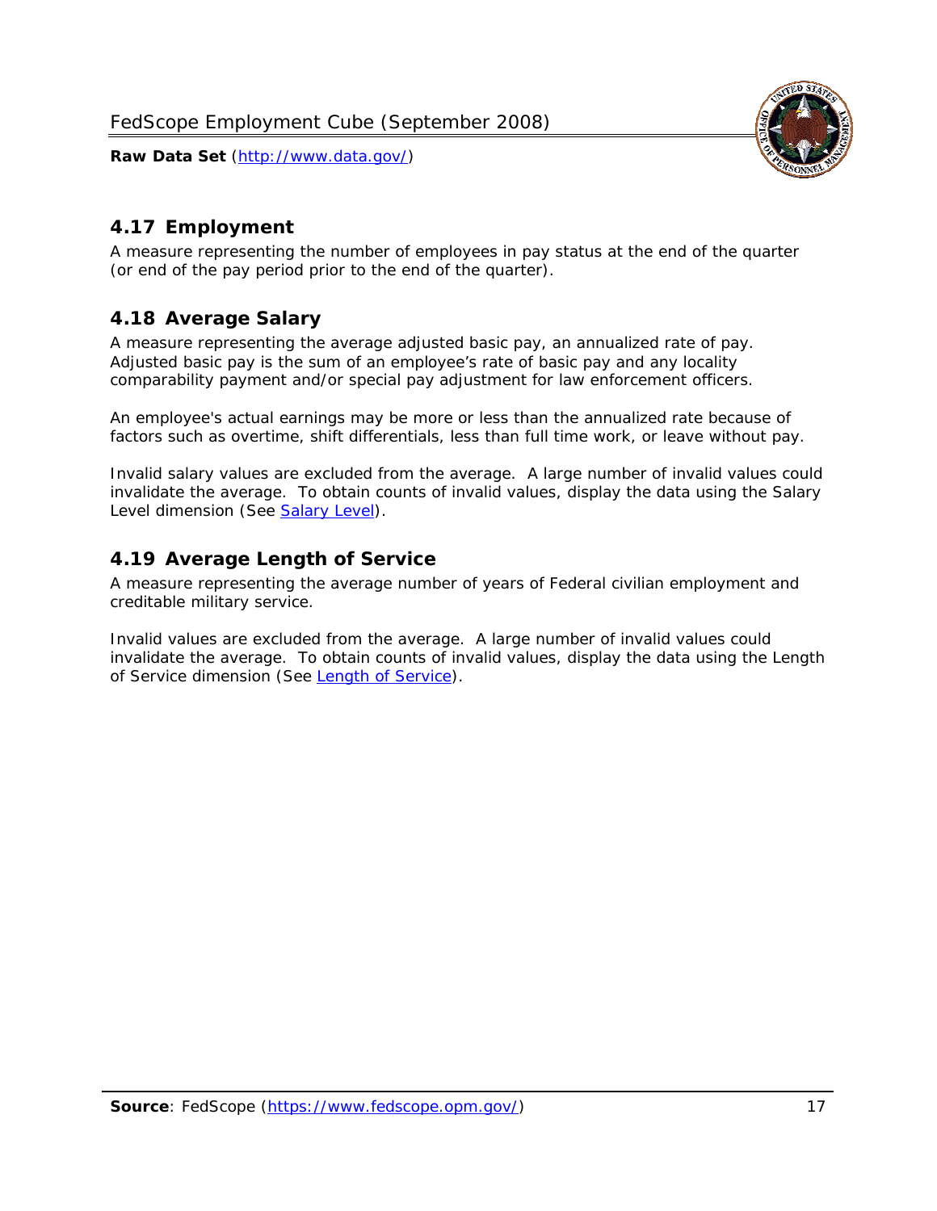## 4.17 Employment

A measure representing the number of employees in pay status at the end of the quarter (or end of the pay period prior to the end of the quarter).

## 4.18 Average Salary

A measure representing the average adjusted basic pay, an annualized rate of pay. Adjusted basic pay is the sum of an employee's rate of basic pay and any locality comparability payment and/or special pay adjustment for law enforcement officers.

An employee's actual earnings may be more or less than the annualized rate because of factors such as overtime, shift differentials, less than full time work, or leave without pay.

Invalid salary values are excluded from the average. A large number of invalid values could invalidate the average. To obtain counts of invalid values, display the data using the Salary Level dimension (See [Salary Level](#)).

## 4.19 Average Length of Service

A measure representing the average number of years of Federal civilian employment and creditable military service.

Invalid values are excluded from the average. A large number of invalid values could invalidate the average. To obtain counts of invalid values, display the data using the Length of Service dimension (See [Length of Service](#)).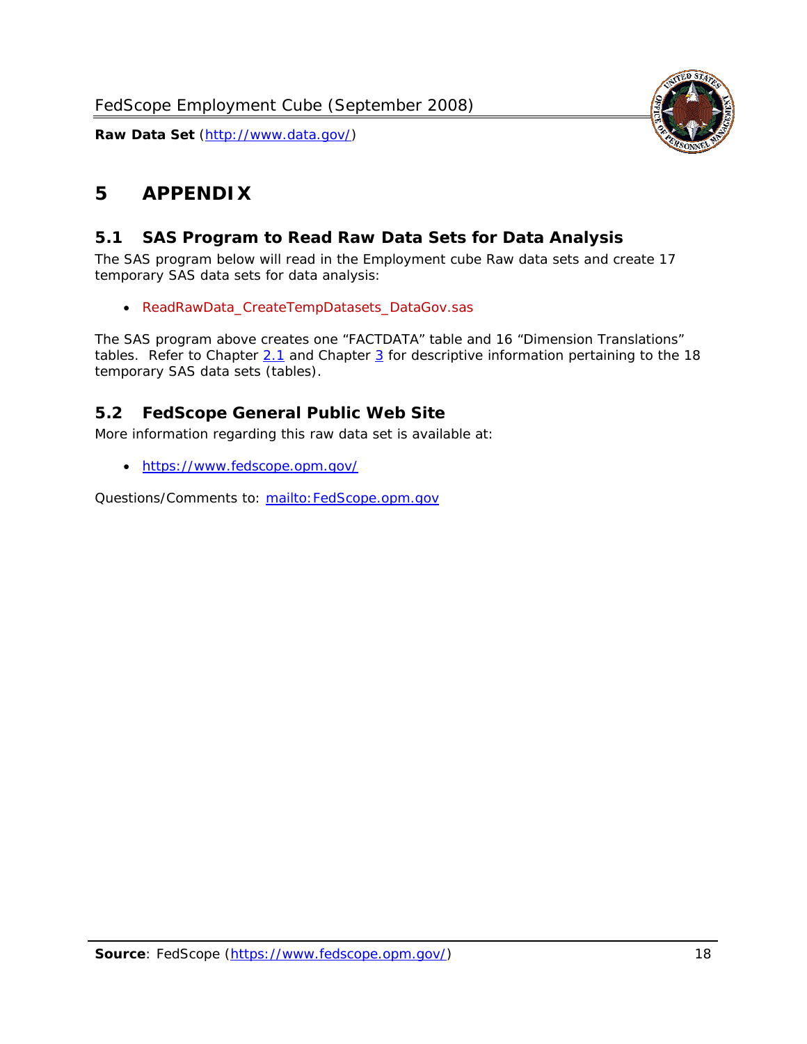# 5 APPENDIX

## 5.1 SAS Program to Read Raw Data Sets for Data Analysis

The SAS program below will read in the Employment cube Raw data sets and create 17 temporary SAS data sets for data analysis:

- ReadRawData_CreateTempDatasets_DataGov.sas

The SAS program above creates one "FACTDATA" table and 16 "Dimension Translations" tables. Refer to Chapter 2.1 and Chapter 3 for descriptive information pertaining to the 18 temporary SAS data sets (tables).

## 5.2 FedScope General Public Web Site

More information regarding this raw data set is available at:

- https://www.fedscope.opm.gov/

Questions/Comments to: mailto:FedScope.opm.gov